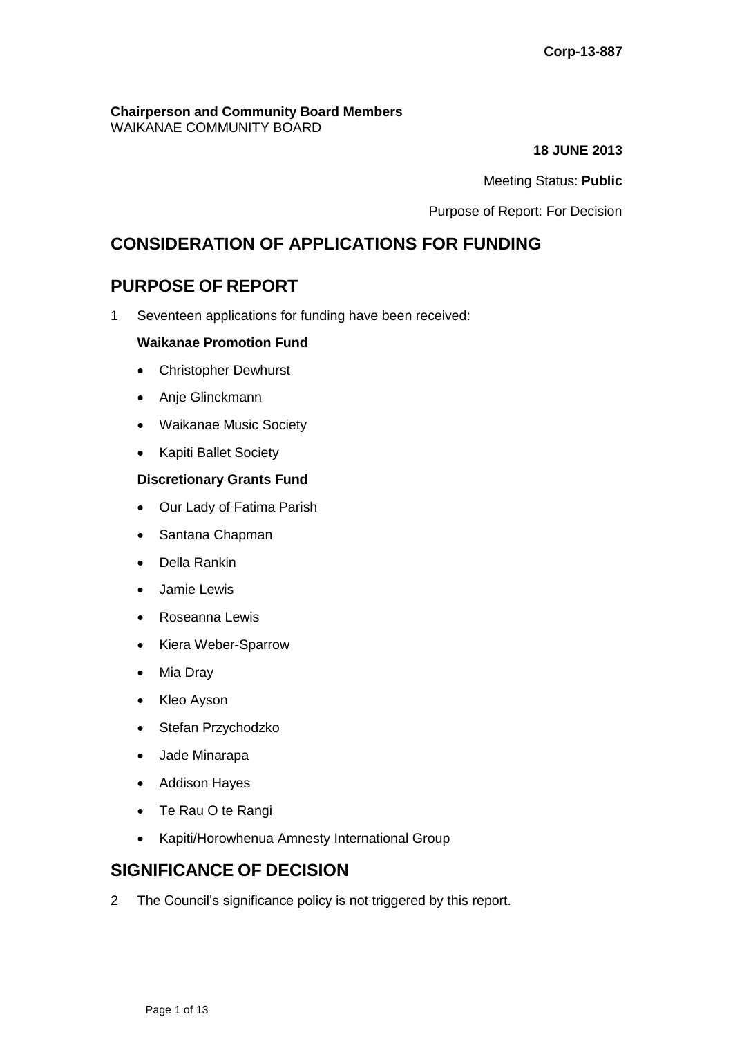Corp-13-887

**Chairperson and Community Board Members**
WAIKANAE COMMUNITY BOARD

**18 JUNE 2013**

Meeting Status: **Public**

Purpose of Report: For Decision

## CONSIDERATION OF APPLICATIONS FOR FUNDING

## PURPOSE OF REPORT

1 Seventeen applications for funding have been received:

**Waikanae Promotion Fund**

- Christopher Dewhurst
- Anje Glinckmann
- Waikanae Music Society
- Kapiti Ballet Society

**Discretionary Grants Fund**

- Our Lady of Fatima Parish
- Santana Chapman
- Della Rankin
- Jamie Lewis
- Roseanna Lewis
- Kiera Weber-Sparrow
- Mia Dray
- Kleo Ayson
- Stefan Przychodzko
- Jade Minarapa
- Addison Hayes
- Te Rau O te Rangi
- Kapiti/Horowhenua Amnesty International Group

## SIGNIFICANCE OF DECISION

2 The Council's significance policy is not triggered by this report.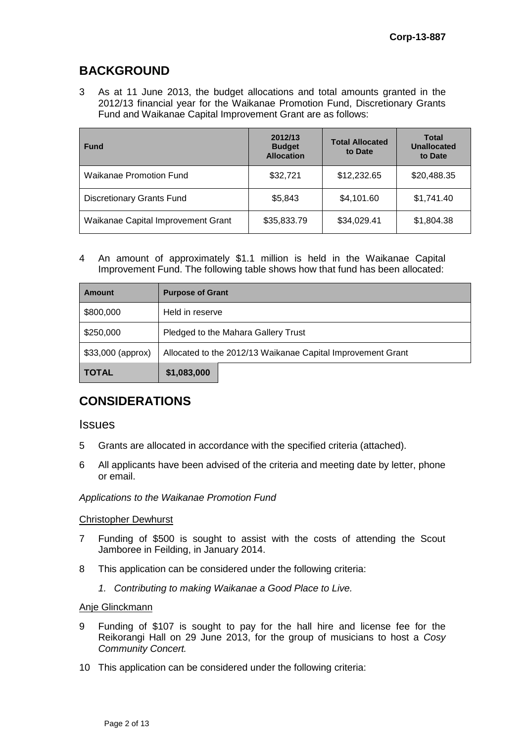## BACKGROUND

3 As at 11 June 2013, the budget allocations and total amounts granted in the 2012/13 financial year for the Waikanae Promotion Fund, Discretionary Grants Fund and Waikanae Capital Improvement Grant are as follows:

| Fund | 2012/13 Budget Allocation | Total Allocated to Date | Total Unallocated to Date |
|---|---|---|---|
| Waikanae Promotion Fund | $32,721 | $12,232.65 | $20,488.35 |
| Discretionary Grants Fund | $5,843 | $4,101.60 | $1,741.40 |
| Waikanae Capital Improvement Grant | $35,833.79 | $34,029.41 | $1,804.38 |

4 An amount of approximately $1.1 million is held in the Waikanae Capital Improvement Fund. The following table shows how that fund has been allocated:

| Amount | Purpose of Grant |
|---|---|
| $800,000 | Held in reserve |
| $250,000 | Pledged to the Mahara Gallery Trust |
| $33,000 (approx) | Allocated to the 2012/13 Waikanae Capital Improvement Grant |
| **TOTAL** | **$1,083,000** |

## CONSIDERATIONS

### Issues

5 Grants are allocated in accordance with the specified criteria (attached).

6 All applicants have been advised of the criteria and meeting date by letter, phone or email.

*Applications to the Waikanae Promotion Fund*

Christopher Dewhurst

7 Funding of $500 is sought to assist with the costs of attending the Scout Jamboree in Feilding, in January 2014.

8 This application can be considered under the following criteria:

1. *Contributing to making Waikanae a Good Place to Live.*

Anje Glinckmann

9 Funding of $107 is sought to pay for the hall hire and license fee for the Reikorangi Hall on 29 June 2013, for the group of musicians to host a *Cosy Community Concert.*

10 This application can be considered under the following criteria: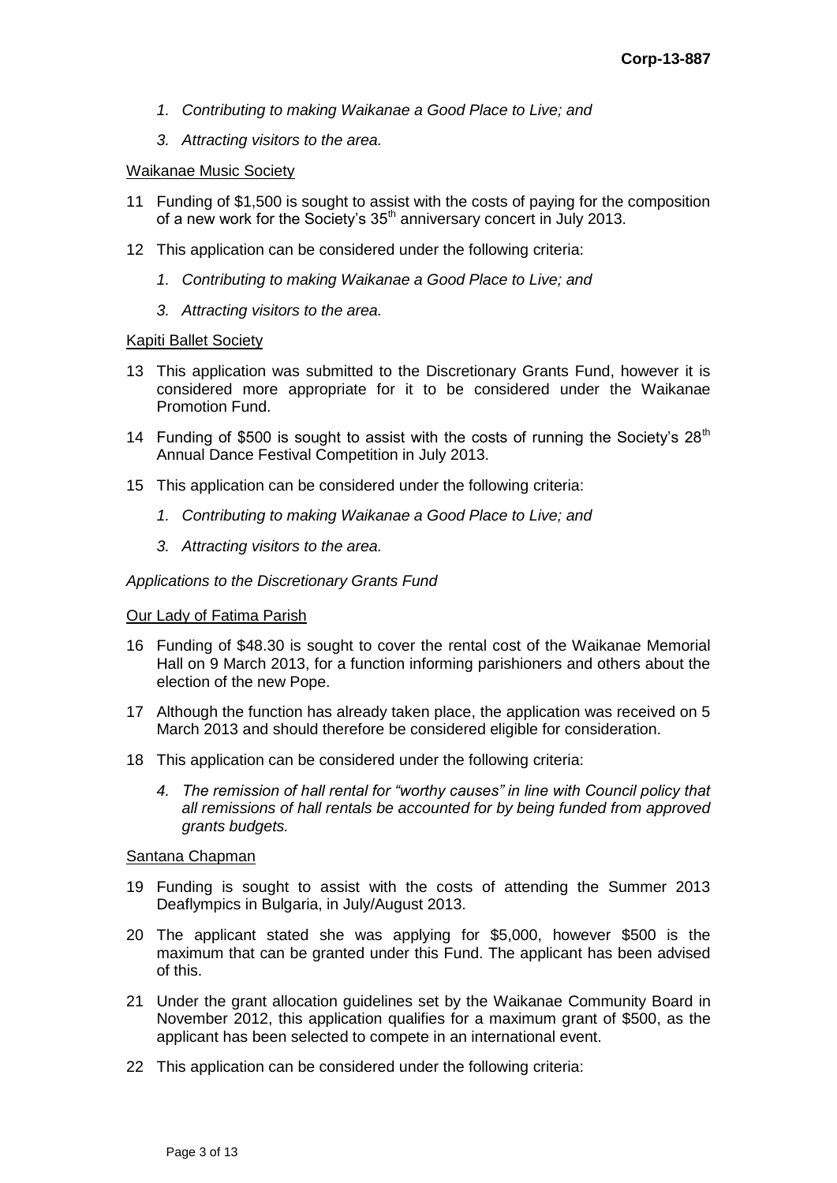*1. Contributing to making Waikanae a Good Place to Live; and*

*3. Attracting visitors to the area.*

Waikanae Music Society

11 Funding of $1,500 is sought to assist with the costs of paying for the composition of a new work for the Society's 35th anniversary concert in July 2013.

12 This application can be considered under the following criteria:

*1. Contributing to making Waikanae a Good Place to Live; and*

*3. Attracting visitors to the area.*

Kapiti Ballet Society

13 This application was submitted to the Discretionary Grants Fund, however it is considered more appropriate for it to be considered under the Waikanae Promotion Fund.

14 Funding of $500 is sought to assist with the costs of running the Society's 28th Annual Dance Festival Competition in July 2013.

15 This application can be considered under the following criteria:

*1. Contributing to making Waikanae a Good Place to Live; and*

*3. Attracting visitors to the area.*

*Applications to the Discretionary Grants Fund*

Our Lady of Fatima Parish

16 Funding of $48.30 is sought to cover the rental cost of the Waikanae Memorial Hall on 9 March 2013, for a function informing parishioners and others about the election of the new Pope.

17 Although the function has already taken place, the application was received on 5 March 2013 and should therefore be considered eligible for consideration.

18 This application can be considered under the following criteria:

*4. The remission of hall rental for "worthy causes" in line with Council policy that all remissions of hall rentals be accounted for by being funded from approved grants budgets.*

Santana Chapman

19 Funding is sought to assist with the costs of attending the Summer 2013 Deaflympics in Bulgaria, in July/August 2013.

20 The applicant stated she was applying for $5,000, however $500 is the maximum that can be granted under this Fund. The applicant has been advised of this.

21 Under the grant allocation guidelines set by the Waikanae Community Board in November 2012, this application qualifies for a maximum grant of $500, as the applicant has been selected to compete in an international event.

22 This application can be considered under the following criteria: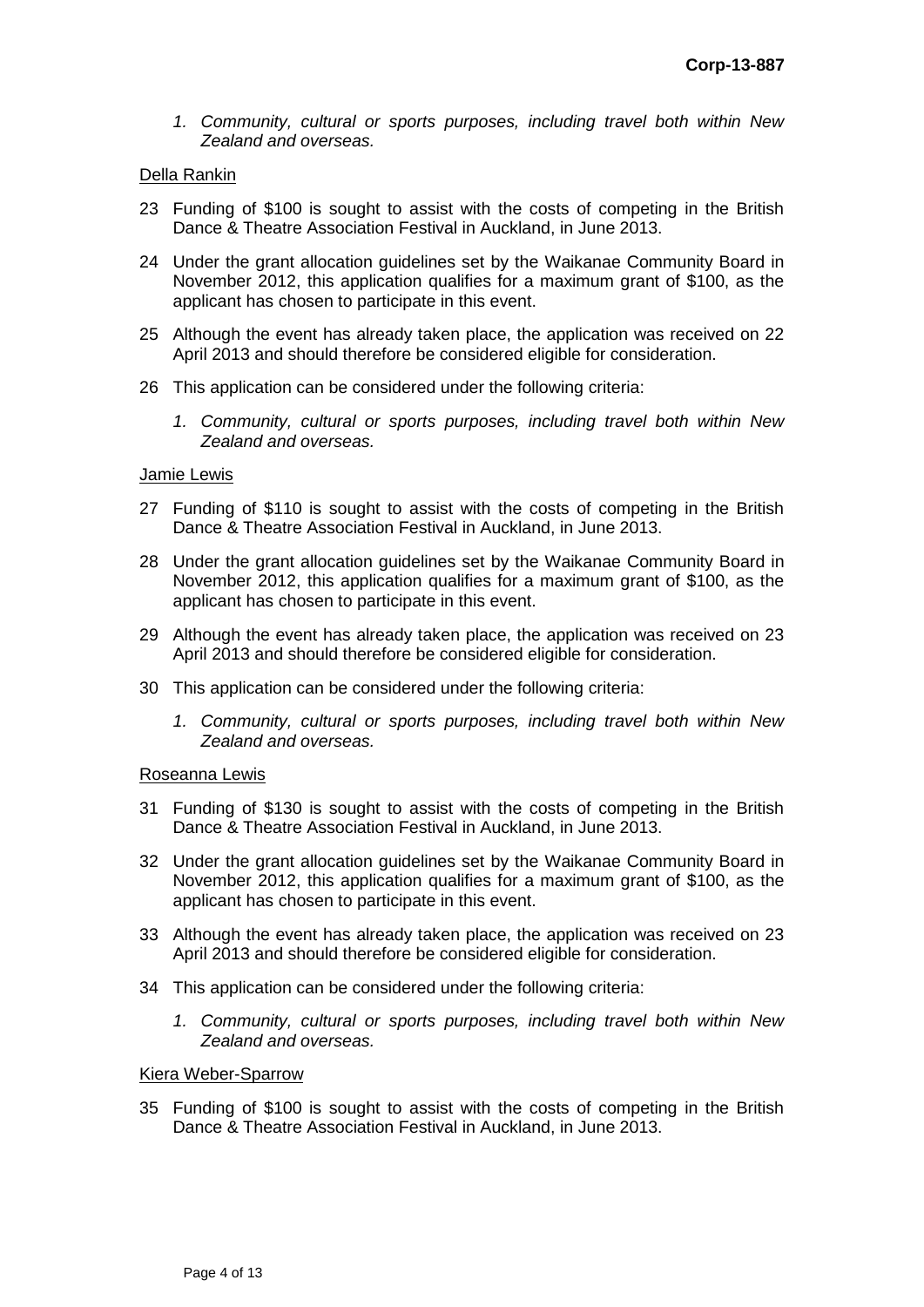*1. Community, cultural or sports purposes, including travel both within New Zealand and overseas.*

<u>Della Rankin</u>

23 Funding of $100 is sought to assist with the costs of competing in the British Dance & Theatre Association Festival in Auckland, in June 2013.

24 Under the grant allocation guidelines set by the Waikanae Community Board in November 2012, this application qualifies for a maximum grant of $100, as the applicant has chosen to participate in this event.

25 Although the event has already taken place, the application was received on 22 April 2013 and should therefore be considered eligible for consideration.

26 This application can be considered under the following criteria:

*1. Community, cultural or sports purposes, including travel both within New Zealand and overseas.*

<u>Jamie Lewis</u>

27 Funding of $110 is sought to assist with the costs of competing in the British Dance & Theatre Association Festival in Auckland, in June 2013.

28 Under the grant allocation guidelines set by the Waikanae Community Board in November 2012, this application qualifies for a maximum grant of $100, as the applicant has chosen to participate in this event.

29 Although the event has already taken place, the application was received on 23 April 2013 and should therefore be considered eligible for consideration.

30 This application can be considered under the following criteria:

*1. Community, cultural or sports purposes, including travel both within New Zealand and overseas.*

<u>Roseanna Lewis</u>

31 Funding of $130 is sought to assist with the costs of competing in the British Dance & Theatre Association Festival in Auckland, in June 2013.

32 Under the grant allocation guidelines set by the Waikanae Community Board in November 2012, this application qualifies for a maximum grant of $100, as the applicant has chosen to participate in this event.

33 Although the event has already taken place, the application was received on 23 April 2013 and should therefore be considered eligible for consideration.

34 This application can be considered under the following criteria:

*1. Community, cultural or sports purposes, including travel both within New Zealand and overseas.*

<u>Kiera Weber-Sparrow</u>

35 Funding of $100 is sought to assist with the costs of competing in the British Dance & Theatre Association Festival in Auckland, in June 2013.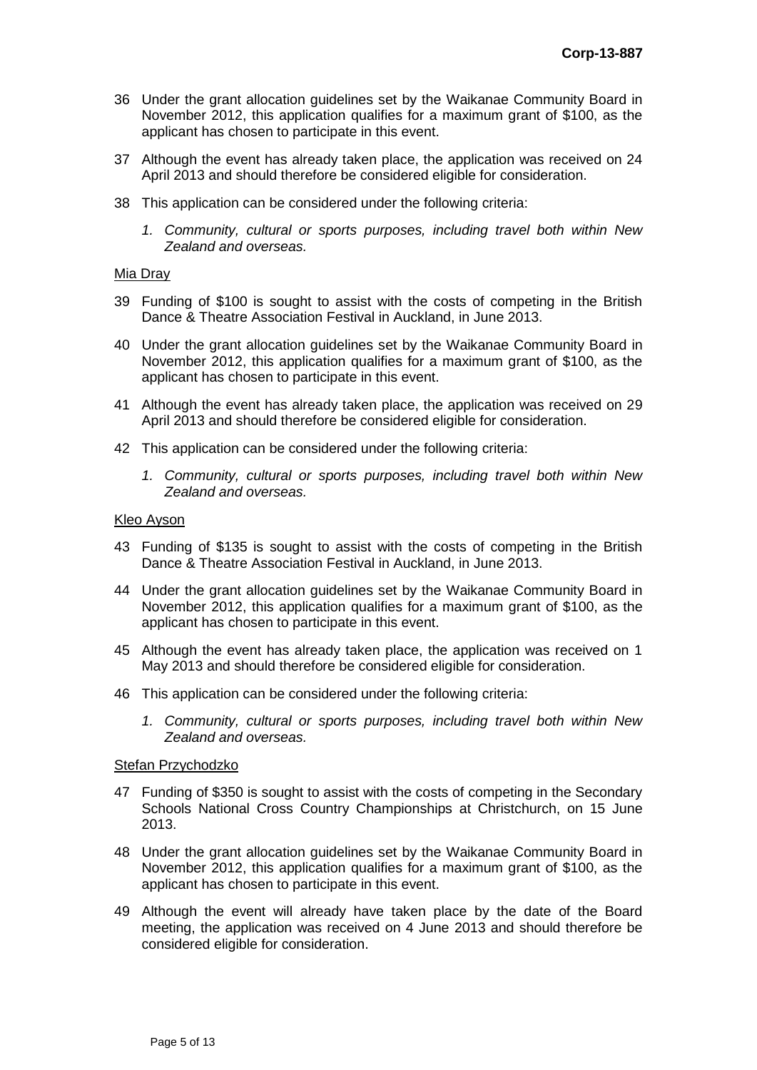36 Under the grant allocation guidelines set by the Waikanae Community Board in November 2012, this application qualifies for a maximum grant of $100, as the applicant has chosen to participate in this event.

37 Although the event has already taken place, the application was received on 24 April 2013 and should therefore be considered eligible for consideration.

38 This application can be considered under the following criteria:

*1. Community, cultural or sports purposes, including travel both within New Zealand and overseas.*

<u>Mia Dray</u>

39 Funding of $100 is sought to assist with the costs of competing in the British Dance & Theatre Association Festival in Auckland, in June 2013.

40 Under the grant allocation guidelines set by the Waikanae Community Board in November 2012, this application qualifies for a maximum grant of $100, as the applicant has chosen to participate in this event.

41 Although the event has already taken place, the application was received on 29 April 2013 and should therefore be considered eligible for consideration.

42 This application can be considered under the following criteria:

*1. Community, cultural or sports purposes, including travel both within New Zealand and overseas.*

<u>Kleo Ayson</u>

43 Funding of $135 is sought to assist with the costs of competing in the British Dance & Theatre Association Festival in Auckland, in June 2013.

44 Under the grant allocation guidelines set by the Waikanae Community Board in November 2012, this application qualifies for a maximum grant of $100, as the applicant has chosen to participate in this event.

45 Although the event has already taken place, the application was received on 1 May 2013 and should therefore be considered eligible for consideration.

46 This application can be considered under the following criteria:

*1. Community, cultural or sports purposes, including travel both within New Zealand and overseas.*

<u>Stefan Przychodzko</u>

47 Funding of $350 is sought to assist with the costs of competing in the Secondary Schools National Cross Country Championships at Christchurch, on 15 June 2013.

48 Under the grant allocation guidelines set by the Waikanae Community Board in November 2012, this application qualifies for a maximum grant of $100, as the applicant has chosen to participate in this event.

49 Although the event will already have taken place by the date of the Board meeting, the application was received on 4 June 2013 and should therefore be considered eligible for consideration.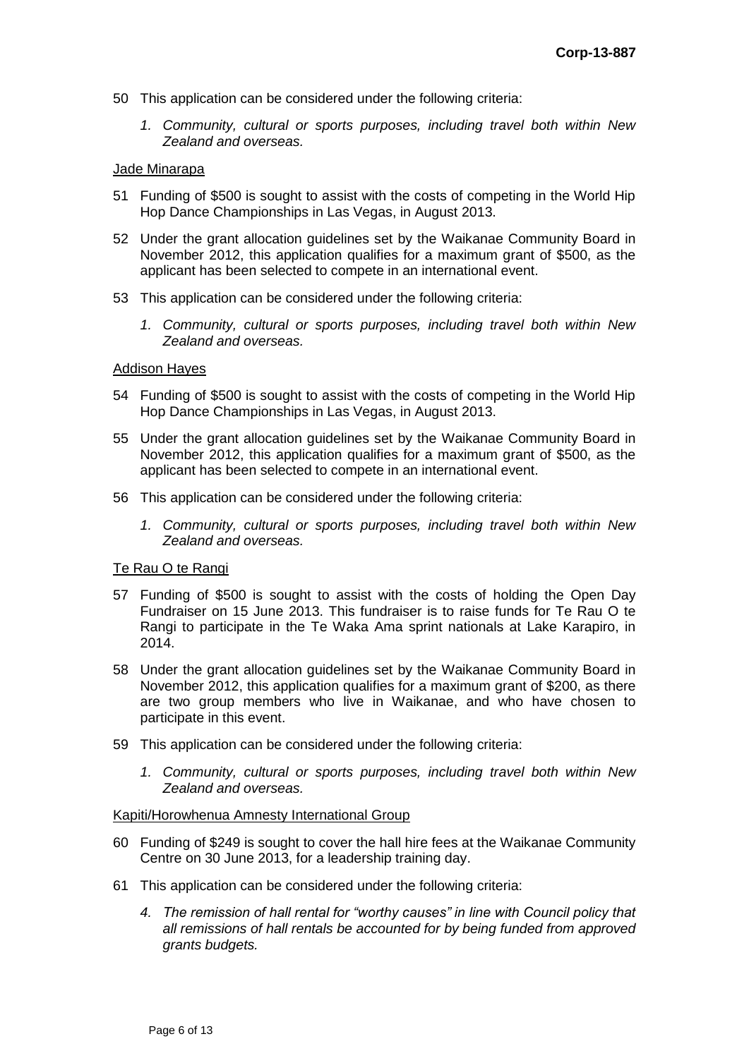50 This application can be considered under the following criteria:

   *1. Community, cultural or sports purposes, including travel both within New Zealand and overseas.*

Jade Minarapa

51 Funding of $500 is sought to assist with the costs of competing in the World Hip Hop Dance Championships in Las Vegas, in August 2013.

52 Under the grant allocation guidelines set by the Waikanae Community Board in November 2012, this application qualifies for a maximum grant of $500, as the applicant has been selected to compete in an international event.

53 This application can be considered under the following criteria:

   *1. Community, cultural or sports purposes, including travel both within New Zealand and overseas.*

Addison Hayes

54 Funding of $500 is sought to assist with the costs of competing in the World Hip Hop Dance Championships in Las Vegas, in August 2013.

55 Under the grant allocation guidelines set by the Waikanae Community Board in November 2012, this application qualifies for a maximum grant of $500, as the applicant has been selected to compete in an international event.

56 This application can be considered under the following criteria:

   *1. Community, cultural or sports purposes, including travel both within New Zealand and overseas.*

Te Rau O te Rangi

57 Funding of $500 is sought to assist with the costs of holding the Open Day Fundraiser on 15 June 2013. This fundraiser is to raise funds for Te Rau O te Rangi to participate in the Te Waka Ama sprint nationals at Lake Karapiro, in 2014.

58 Under the grant allocation guidelines set by the Waikanae Community Board in November 2012, this application qualifies for a maximum grant of $200, as there are two group members who live in Waikanae, and who have chosen to participate in this event.

59 This application can be considered under the following criteria:

   *1. Community, cultural or sports purposes, including travel both within New Zealand and overseas.*

Kapiti/Horowhenua Amnesty International Group

60 Funding of $249 is sought to cover the hall hire fees at the Waikanae Community Centre on 30 June 2013, for a leadership training day.

61 This application can be considered under the following criteria:

   *4. The remission of hall rental for "worthy causes" in line with Council policy that all remissions of hall rentals be accounted for by being funded from approved grants budgets.*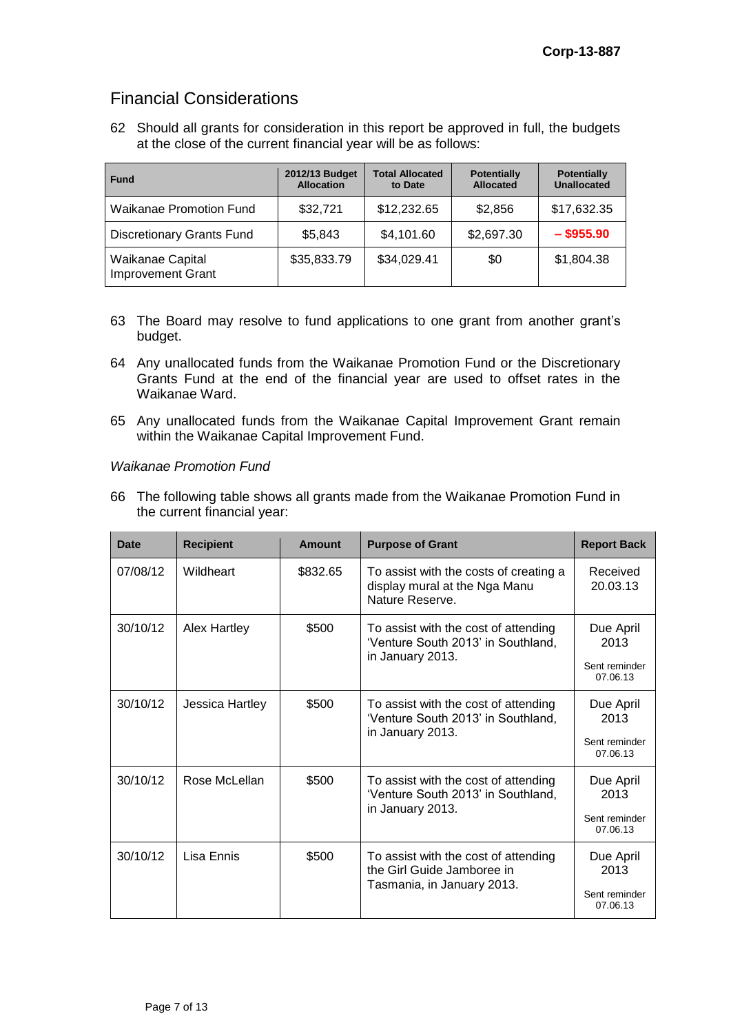## Financial Considerations

62 Should all grants for consideration in this report be approved in full, the budgets at the close of the current financial year will be as follows:

| Fund | 2012/13 Budget Allocation | Total Allocated to Date | Potentially Allocated | Potentially Unallocated |
|---|---|---|---|---|
| Waikanae Promotion Fund | $32,721 | $12,232.65 | $2,856 | $17,632.35 |
| Discretionary Grants Fund | $5,843 | $4,101.60 | $2,697.30 | **– $955.90** |
| Waikanae Capital Improvement Grant | $35,833.79 | $34,029.41 | $0 | $1,804.38 |

63 The Board may resolve to fund applications to one grant from another grant's budget.

64 Any unallocated funds from the Waikanae Promotion Fund or the Discretionary Grants Fund at the end of the financial year are used to offset rates in the Waikanae Ward.

65 Any unallocated funds from the Waikanae Capital Improvement Grant remain within the Waikanae Capital Improvement Fund.

*Waikanae Promotion Fund*

66 The following table shows all grants made from the Waikanae Promotion Fund in the current financial year:

| Date | Recipient | Amount | Purpose of Grant | Report Back |
|---|---|---|---|---|
| 07/08/12 | Wildheart | $832.65 | To assist with the costs of creating a display mural at the Nga Manu Nature Reserve. | Received 20.03.13 |
| 30/10/12 | Alex Hartley | $500 | To assist with the cost of attending 'Venture South 2013' in Southland, in January 2013. | Due April 2013<br>Sent reminder 07.06.13 |
| 30/10/12 | Jessica Hartley | $500 | To assist with the cost of attending 'Venture South 2013' in Southland, in January 2013. | Due April 2013<br>Sent reminder 07.06.13 |
| 30/10/12 | Rose McLellan | $500 | To assist with the cost of attending 'Venture South 2013' in Southland, in January 2013. | Due April 2013<br>Sent reminder 07.06.13 |
| 30/10/12 | Lisa Ennis | $500 | To assist with the cost of attending the Girl Guide Jamboree in Tasmania, in January 2013. | Due April 2013<br>Sent reminder 07.06.13 |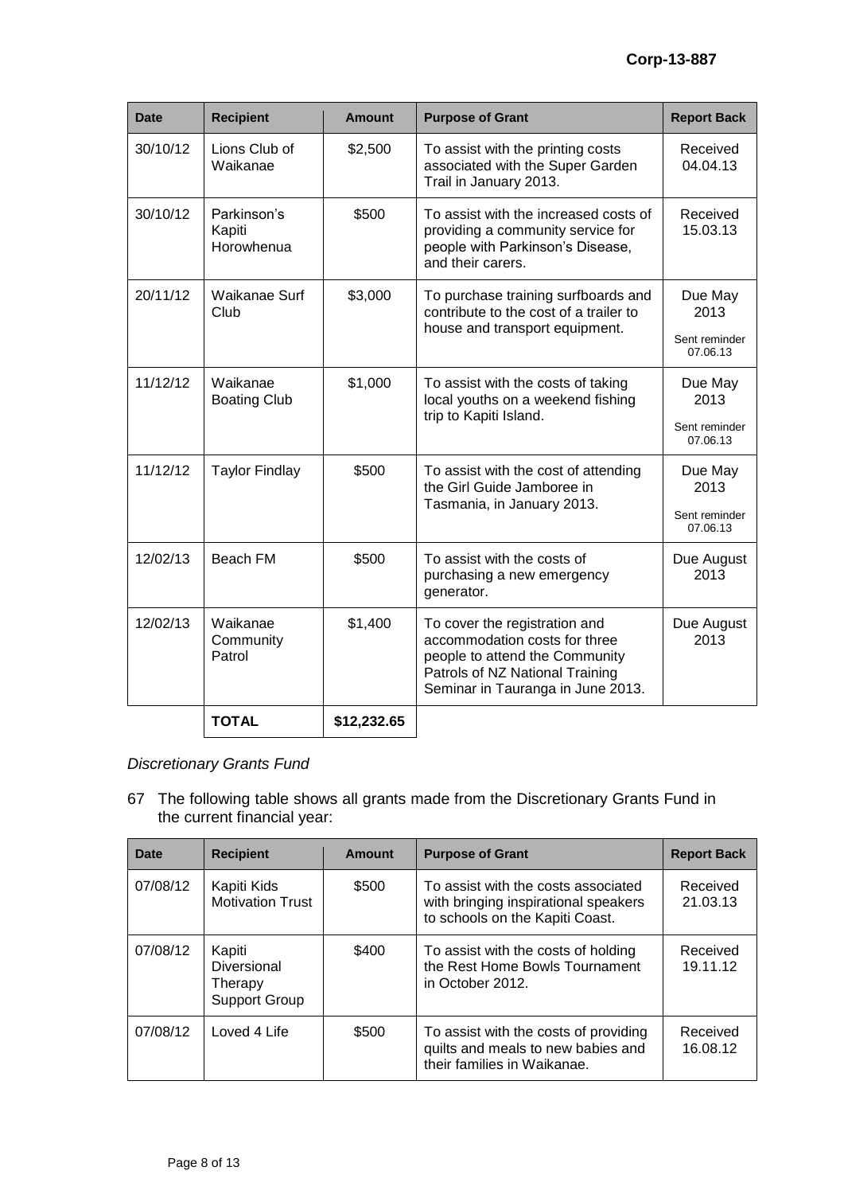| Date | Recipient | Amount | Purpose of Grant | Report Back |
|---|---|---|---|---|
| 30/10/12 | Lions Club of Waikanae | $2,500 | To assist with the printing costs associated with the Super Garden Trail in January 2013. | Received 04.04.13 |
| 30/10/12 | Parkinson's Kapiti Horowhenua | $500 | To assist with the increased costs of providing a community service for people with Parkinson's Disease, and their carers. | Received 15.03.13 |
| 20/11/12 | Waikanae Surf Club | $3,000 | To purchase training surfboards and contribute to the cost of a trailer to house and transport equipment. | Due May 2013 Sent reminder 07.06.13 |
| 11/12/12 | Waikanae Boating Club | $1,000 | To assist with the costs of taking local youths on a weekend fishing trip to Kapiti Island. | Due May 2013 Sent reminder 07.06.13 |
| 11/12/12 | Taylor Findlay | $500 | To assist with the cost of attending the Girl Guide Jamboree in Tasmania, in January 2013. | Due May 2013 Sent reminder 07.06.13 |
| 12/02/13 | Beach FM | $500 | To assist with the costs of purchasing a new emergency generator. | Due August 2013 |
| 12/02/13 | Waikanae Community Patrol | $1,400 | To cover the registration and accommodation costs for three people to attend the Community Patrols of NZ National Training Seminar in Tauranga in June 2013. | Due August 2013 |
| | **TOTAL** | **$12,232.65** | | |

*Discretionary Grants Fund*

67 The following table shows all grants made from the Discretionary Grants Fund in the current financial year:

| Date | Recipient | Amount | Purpose of Grant | Report Back |
|---|---|---|---|---|
| 07/08/12 | Kapiti Kids Motivation Trust | $500 | To assist with the costs associated with bringing inspirational speakers to schools on the Kapiti Coast. | Received 21.03.13 |
| 07/08/12 | Kapiti Diversional Therapy Support Group | $400 | To assist with the costs of holding the Rest Home Bowls Tournament in October 2012. | Received 19.11.12 |
| 07/08/12 | Loved 4 Life | $500 | To assist with the costs of providing quilts and meals to new babies and their families in Waikanae. | Received 16.08.12 |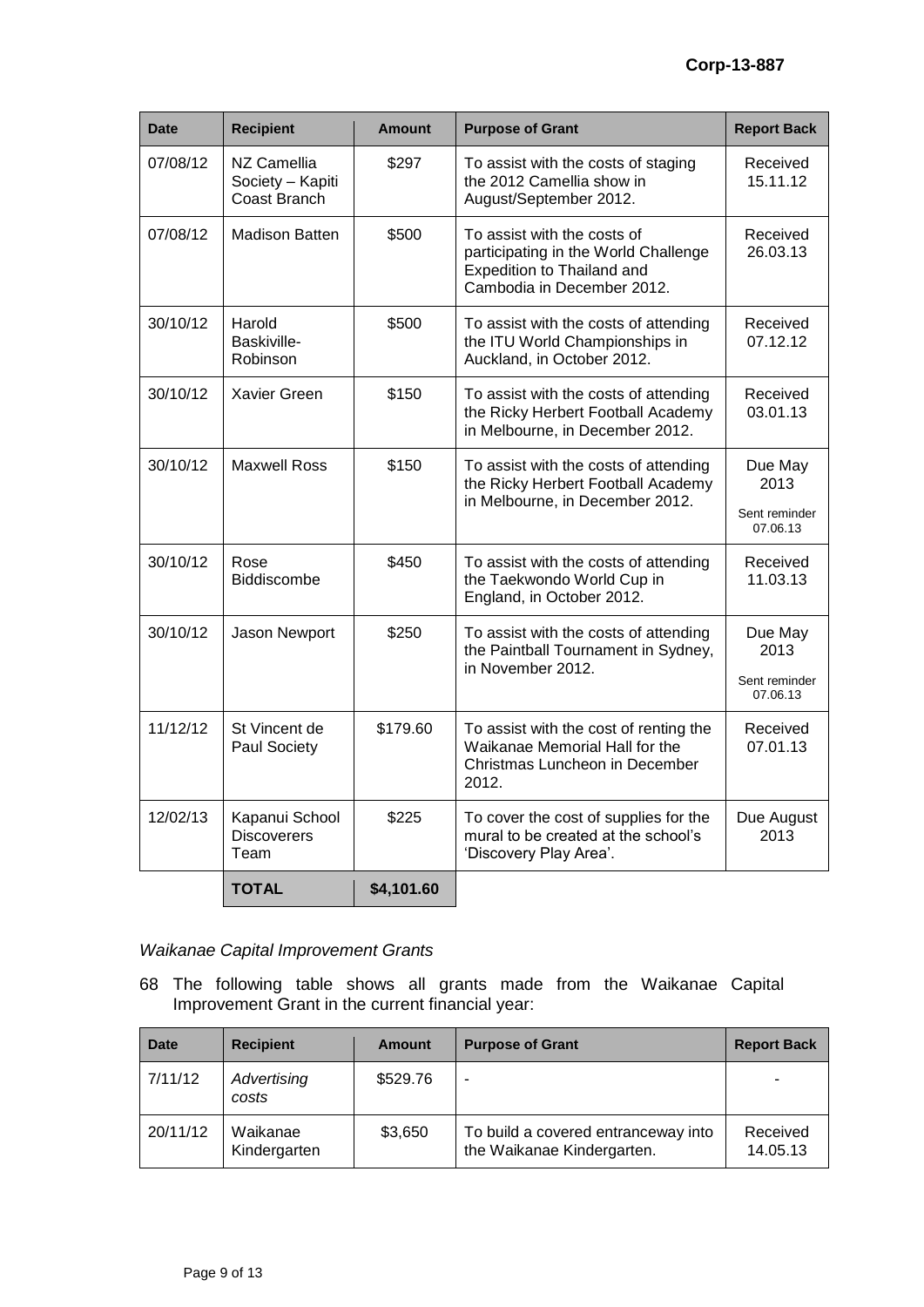Corp-13-887

| Date | Recipient | Amount | Purpose of Grant | Report Back |
| --- | --- | --- | --- | --- |
| 07/08/12 | NZ Camellia Society – Kapiti Coast Branch | $297 | To assist with the costs of staging the 2012 Camellia show in August/September 2012. | Received 15.11.12 |
| 07/08/12 | Madison Batten | $500 | To assist with the costs of participating in the World Challenge Expedition to Thailand and Cambodia in December 2012. | Received 26.03.13 |
| 30/10/12 | Harold Baskiville-Robinson | $500 | To assist with the costs of attending the ITU World Championships in Auckland, in October 2012. | Received 07.12.12 |
| 30/10/12 | Xavier Green | $150 | To assist with the costs of attending the Ricky Herbert Football Academy in Melbourne, in December 2012. | Received 03.01.13 |
| 30/10/12 | Maxwell Ross | $150 | To assist with the costs of attending the Ricky Herbert Football Academy in Melbourne, in December 2012. | Due May 2013 Sent reminder 07.06.13 |
| 30/10/12 | Rose Biddiscombe | $450 | To assist with the costs of attending the Taekwondo World Cup in England, in October 2012. | Received 11.03.13 |
| 30/10/12 | Jason Newport | $250 | To assist with the costs of attending the Paintball Tournament in Sydney, in November 2012. | Due May 2013 Sent reminder 07.06.13 |
| 11/12/12 | St Vincent de Paul Society | $179.60 | To assist with the cost of renting the Waikanae Memorial Hall for the Christmas Luncheon in December 2012. | Received 07.01.13 |
| 12/02/13 | Kapanui School Discoverers Team | $225 | To cover the cost of supplies for the mural to be created at the school's 'Discovery Play Area'. | Due August 2013 |
| | **TOTAL** | **$4,101.60** | | |

*Waikanae Capital Improvement Grants*

68 The following table shows all grants made from the Waikanae Capital Improvement Grant in the current financial year:

| Date | Recipient | Amount | Purpose of Grant | Report Back |
| --- | --- | --- | --- | --- |
| 7/11/12 | *Advertising costs* | $529.76 | - | - |
| 20/11/12 | Waikanae Kindergarten | $3,650 | To build a covered entranceway into the Waikanae Kindergarten. | Received 14.05.13 |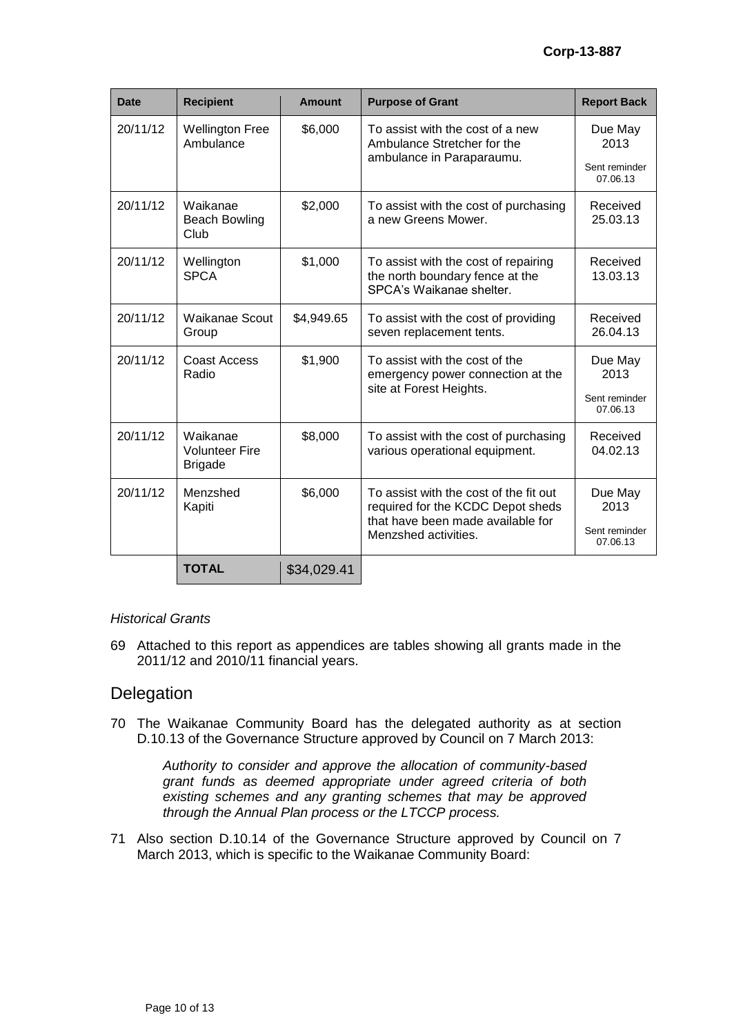| Date | Recipient | Amount | Purpose of Grant | Report Back |
|---|---|---|---|---|
| 20/11/12 | Wellington Free Ambulance | $6,000 | To assist with the cost of a new Ambulance Stretcher for the ambulance in Paraparaumu. | Due May 2013 Sent reminder 07.06.13 |
| 20/11/12 | Waikanae Beach Bowling Club | $2,000 | To assist with the cost of purchasing a new Greens Mower. | Received 25.03.13 |
| 20/11/12 | Wellington SPCA | $1,000 | To assist with the cost of repairing the north boundary fence at the SPCA's Waikanae shelter. | Received 13.03.13 |
| 20/11/12 | Waikanae Scout Group | $4,949.65 | To assist with the cost of providing seven replacement tents. | Received 26.04.13 |
| 20/11/12 | Coast Access Radio | $1,900 | To assist with the cost of the emergency power connection at the site at Forest Heights. | Due May 2013 Sent reminder 07.06.13 |
| 20/11/12 | Waikanae Volunteer Fire Brigade | $8,000 | To assist with the cost of purchasing various operational equipment. | Received 04.02.13 |
| 20/11/12 | Menzshed Kapiti | $6,000 | To assist with the cost of the fit out required for the KCDC Depot sheds that have been made available for Menzshed activities. | Due May 2013 Sent reminder 07.06.13 |
| | **TOTAL** | $34,029.41 | | |

*Historical Grants*

69 Attached to this report as appendices are tables showing all grants made in the 2011/12 and 2010/11 financial years.

## Delegation

70 The Waikanae Community Board has the delegated authority as at section D.10.13 of the Governance Structure approved by Council on 7 March 2013:

> *Authority to consider and approve the allocation of community-based grant funds as deemed appropriate under agreed criteria of both existing schemes and any granting schemes that may be approved through the Annual Plan process or the LTCCP process.*

71 Also section D.10.14 of the Governance Structure approved by Council on 7 March 2013, which is specific to the Waikanae Community Board: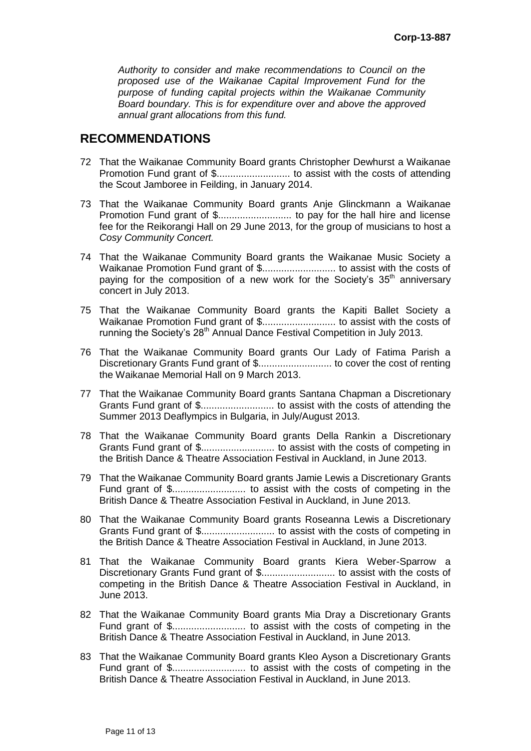*Authority to consider and make recommendations to Council on the proposed use of the Waikanae Capital Improvement Fund for the purpose of funding capital projects within the Waikanae Community Board boundary. This is for expenditure over and above the approved annual grant allocations from this fund.*

## RECOMMENDATIONS

72 That the Waikanae Community Board grants Christopher Dewhurst a Waikanae Promotion Fund grant of $.......................... to assist with the costs of attending the Scout Jamboree in Feilding, in January 2014.

73 That the Waikanae Community Board grants Anje Glinckmann a Waikanae Promotion Fund grant of $.......................... to pay for the hall hire and license fee for the Reikorangi Hall on 29 June 2013, for the group of musicians to host a *Cosy Community Concert.*

74 That the Waikanae Community Board grants the Waikanae Music Society a Waikanae Promotion Fund grant of $.......................... to assist with the costs of paying for the composition of a new work for the Society's 35th anniversary concert in July 2013.

75 That the Waikanae Community Board grants the Kapiti Ballet Society a Waikanae Promotion Fund grant of $.......................... to assist with the costs of running the Society's 28th Annual Dance Festival Competition in July 2013.

76 That the Waikanae Community Board grants Our Lady of Fatima Parish a Discretionary Grants Fund grant of $.......................... to cover the cost of renting the Waikanae Memorial Hall on 9 March 2013.

77 That the Waikanae Community Board grants Santana Chapman a Discretionary Grants Fund grant of $.......................... to assist with the costs of attending the Summer 2013 Deaflympics in Bulgaria, in July/August 2013.

78 That the Waikanae Community Board grants Della Rankin a Discretionary Grants Fund grant of $.......................... to assist with the costs of competing in the British Dance & Theatre Association Festival in Auckland, in June 2013.

79 That the Waikanae Community Board grants Jamie Lewis a Discretionary Grants Fund grant of $.......................... to assist with the costs of competing in the British Dance & Theatre Association Festival in Auckland, in June 2013.

80 That the Waikanae Community Board grants Roseanna Lewis a Discretionary Grants Fund grant of $.......................... to assist with the costs of competing in the British Dance & Theatre Association Festival in Auckland, in June 2013.

81 That the Waikanae Community Board grants Kiera Weber-Sparrow a Discretionary Grants Fund grant of $.......................... to assist with the costs of competing in the British Dance & Theatre Association Festival in Auckland, in June 2013.

82 That the Waikanae Community Board grants Mia Dray a Discretionary Grants Fund grant of $.......................... to assist with the costs of competing in the British Dance & Theatre Association Festival in Auckland, in June 2013.

83 That the Waikanae Community Board grants Kleo Ayson a Discretionary Grants Fund grant of $.......................... to assist with the costs of competing in the British Dance & Theatre Association Festival in Auckland, in June 2013.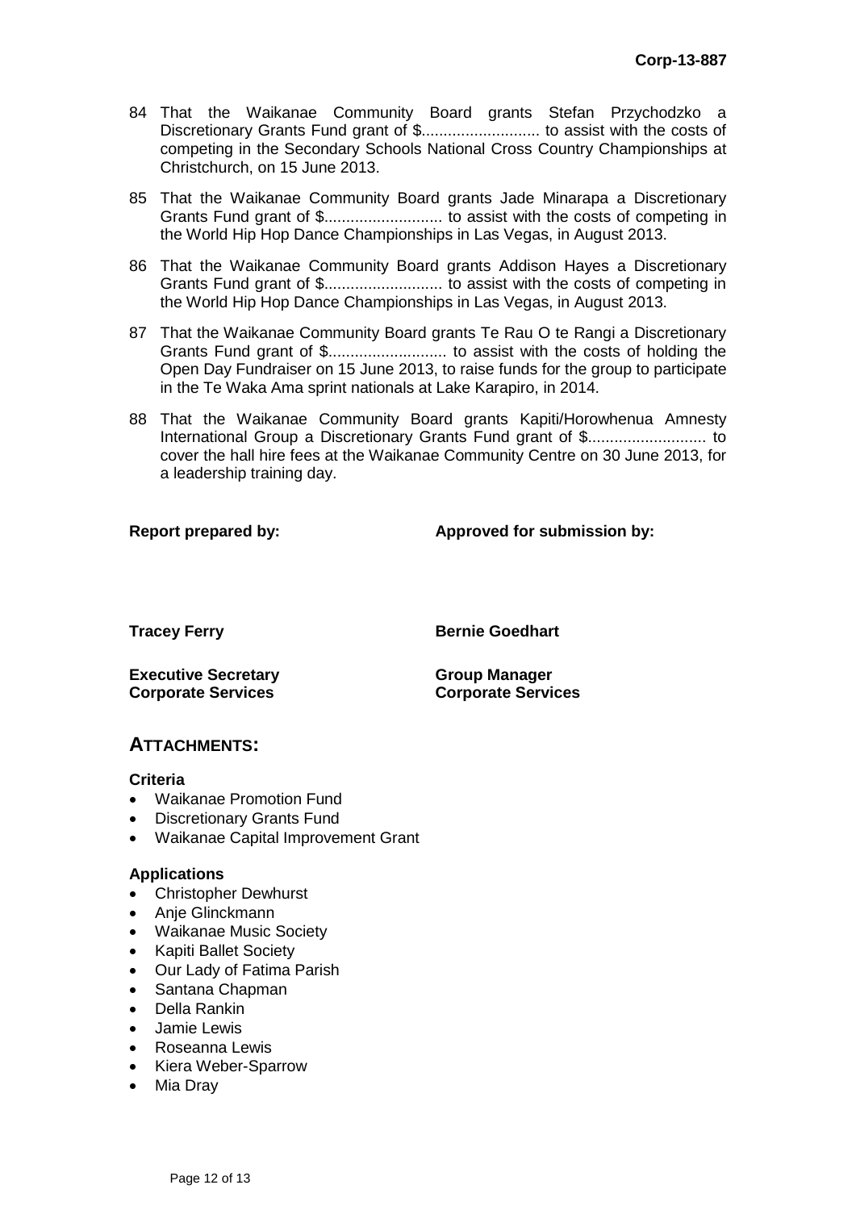84 That the Waikanae Community Board grants Stefan Przychodzko a Discretionary Grants Fund grant of $........................... to assist with the costs of competing in the Secondary Schools National Cross Country Championships at Christchurch, on 15 June 2013.

85 That the Waikanae Community Board grants Jade Minarapa a Discretionary Grants Fund grant of $........................... to assist with the costs of competing in the World Hip Hop Dance Championships in Las Vegas, in August 2013.

86 That the Waikanae Community Board grants Addison Hayes a Discretionary Grants Fund grant of $........................... to assist with the costs of competing in the World Hip Hop Dance Championships in Las Vegas, in August 2013.

87 That the Waikanae Community Board grants Te Rau O te Rangi a Discretionary Grants Fund grant of $........................... to assist with the costs of holding the Open Day Fundraiser on 15 June 2013, to raise funds for the group to participate in the Te Waka Ama sprint nationals at Lake Karapiro, in 2014.

88 That the Waikanae Community Board grants Kapiti/Horowhenua Amnesty International Group a Discretionary Grants Fund grant of $........................... to cover the hall hire fees at the Waikanae Community Centre on 30 June 2013, for a leadership training day.

| **Report prepared by:** | **Approved for submission by:** |
|---|---|
| **Tracey Ferry** | **Bernie Goedhart** |
| **Executive Secretary**<br>**Corporate Services** | **Group Manager**<br>**Corporate Services** |

## ATTACHMENTS:

**Criteria**

- Waikanae Promotion Fund
- Discretionary Grants Fund
- Waikanae Capital Improvement Grant

**Applications**

- Christopher Dewhurst
- Anje Glinckmann
- Waikanae Music Society
- Kapiti Ballet Society
- Our Lady of Fatima Parish
- Santana Chapman
- Della Rankin
- Jamie Lewis
- Roseanna Lewis
- Kiera Weber-Sparrow
- Mia Dray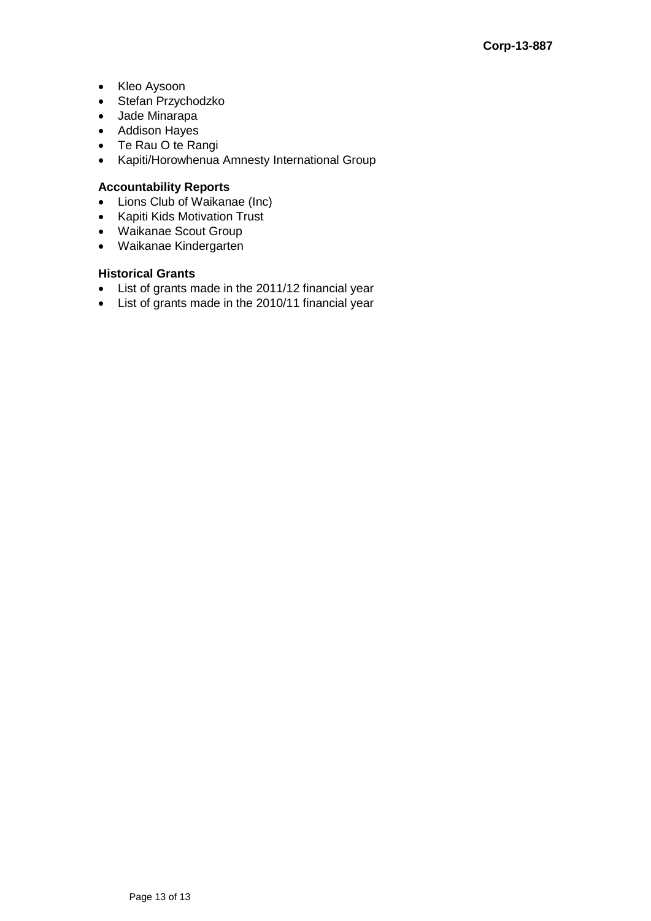- Kleo Aysoon
- Stefan Przychodzko
- Jade Minarapa
- Addison Hayes
- Te Rau O te Rangi
- Kapiti/Horowhenua Amnesty International Group

**Accountability Reports**

- Lions Club of Waikanae (Inc)
- Kapiti Kids Motivation Trust
- Waikanae Scout Group
- Waikanae Kindergarten

**Historical Grants**

- List of grants made in the 2011/12 financial year
- List of grants made in the 2010/11 financial year